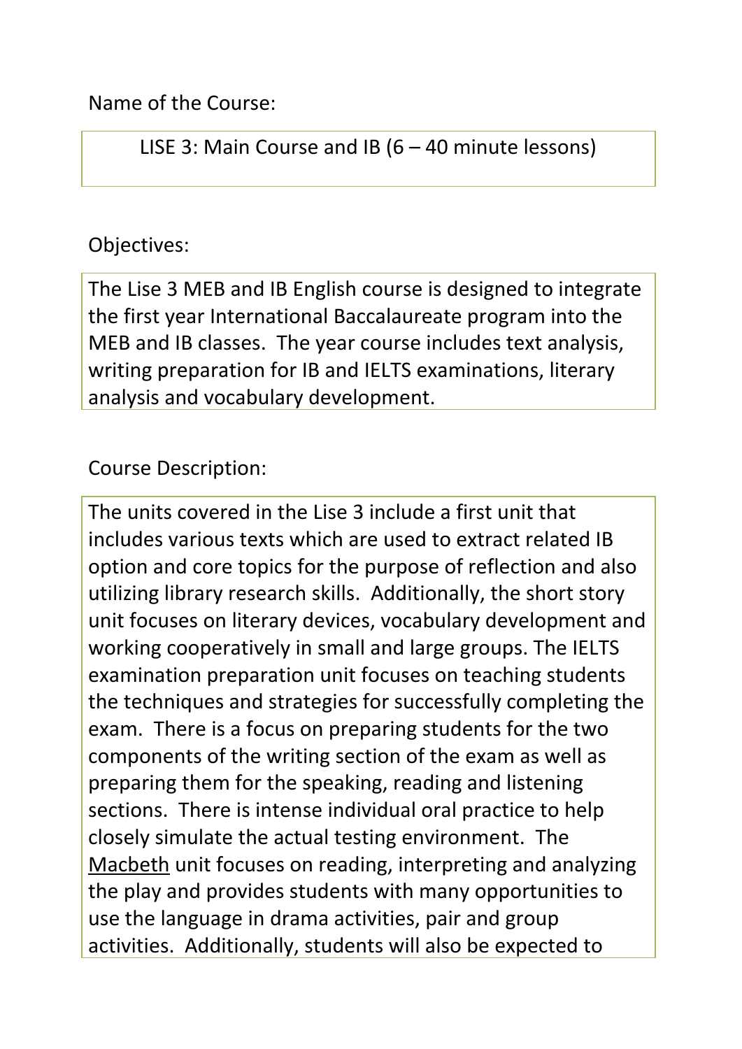Name of the Course:

LISE 3: Main Course and IB (6 – 40 minute lessons)

Objectives:

The Lise 3 MEB and IB English course is designed to integrate the first year International Baccalaureate program into the MEB and IB classes. The year course includes text analysis, writing preparation for IB and IELTS examinations, literary analysis and vocabulary development.

Course Description:

The units covered in the Lise 3 include a first unit that includes various texts which are used to extract related IB option and core topics for the purpose of reflection and also utilizing library research skills. Additionally, the short story unit focuses on literary devices, vocabulary development and working cooperatively in small and large groups. The IELTS examination preparation unit focuses on teaching students the techniques and strategies for successfully completing the exam. There is a focus on preparing students for the two components of the writing section of the exam as well as preparing them for the speaking, reading and listening sections. There is intense individual oral practice to help closely simulate the actual testing environment. The Macbeth unit focuses on reading, interpreting and analyzing the play and provides students with many opportunities to use the language in drama activities, pair and group activities. Additionally, students will also be expected to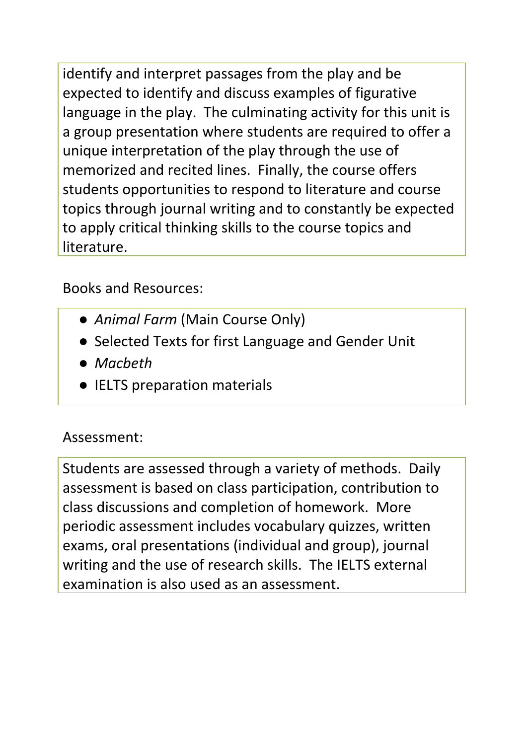identify and interpret passages from the play and be expected to identify and discuss examples of figurative language in the play. The culminating activity for this unit is a group presentation where students are required to offer a unique interpretation of the play through the use of memorized and recited lines. Finally, the course offers students opportunities to respond to literature and course topics through journal writing and to constantly be expected to apply critical thinking skills to the course topics and literature.

Books and Resources:

- *Animal Farm* (Main Course Only)
- Selected Texts for first Language and Gender Unit
- *Macbeth*
- IELTS preparation materials

Assessment:

Students are assessed through a variety of methods. Daily assessment is based on class participation, contribution to class discussions and completion of homework. More periodic assessment includes vocabulary quizzes, written exams, oral presentations (individual and group), journal writing and the use of research skills. The IELTS external examination is also used as an assessment.